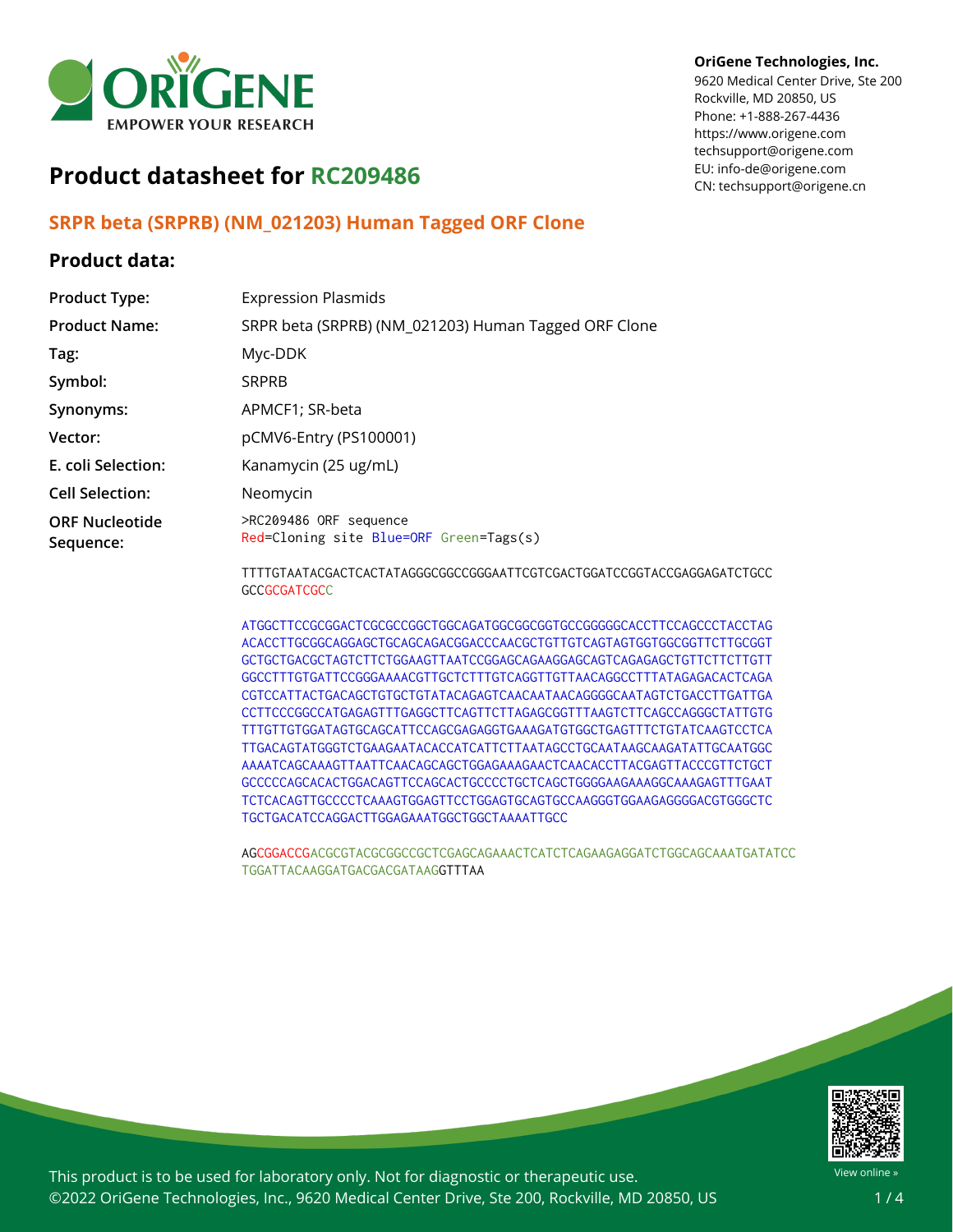OriGene Technologies, Inc.
9620 Medical Center Drive, Ste 200
Rockville, MD 20850, US
Phone: +1-888-267-4436
https://www.origene.com
techsupport@origene.com
EU: info-de@origene.com
CN: techsupport@origene.cn

# Product datasheet for RC209486

## SRPR beta (SRPRB) (NM_021203) Human Tagged ORF Clone

### Product data:

| | |
|---|---|
| **Product Type:** | Expression Plasmids |
| **Product Name:** | SRPR beta (SRPRB) (NM_021203) Human Tagged ORF Clone |
| **Tag:** | Myc-DDK |
| **Symbol:** | SRPRB |
| **Synonyms:** | APMCF1; SR-beta |
| **Vector:** | pCMV6-Entry (PS100001) |
| **E. coli Selection:** | Kanamycin (25 ug/mL) |
| **Cell Selection:** | Neomycin |
| **ORF Nucleotide Sequence:** | >RC209486 ORF sequence<br>Red=Cloning site Blue=ORF Green=Tags(s) |

```
TTTTGTAATACGACTCACTATAGGGCGGCCGGGAATTCGTCGACTGGATCCGGTACCGAGGAGATCTGCC
GCCGCGATCGCC

ATGGCTTCCGCGGACTCGCGCCGGCTGGCAGATGGCGGCGGTGCCGGGGGCACCTTCCAGCCCTACCTAG
ACACCTTGCGGCAGGAGCTGCAGCAGACGGACCCAACGCTGTTGTCAGTAGTGGTGGCGGTTCTTGCGGT
GCTGCTGACGCTAGTCTTCTGGAAGTTAATCCGGAGCAGAAGGAGCAGTCAGAGAGCTGTTCTTCTTGTT
GGCCTTTGTGATTCCGGGAAAACGTTGCTCTTTGTCAGGTTGTTAACAGGCCTTTATAGAGACACTCAGA
CGTCCATTACTGACAGCTGTGCTGTATACAGAGTCAACAATAACAGGGGCAATAGTCTGACCTTGATTGA
CCTTCCCGGCCATGAGAGTTTGAGGCTTCAGTTCTTAGAGCGGTTTAAGTCTTCAGCCAGGGCTATTGTG
TTTGTTGTGGATAGTGCAGCATTCCAGCGAGAGGTGAAAGATGTGGCTGAGTTTCTGTATCAAGTCCTCA
TTGACAGTATGGGTCTGAAGAATACACCATCATTCTTAATAGCCTGCAATAAGCAAGATATTGCAATGGC
AAAATCAGCAAAGTTAATTCAACAGCAGCTGGAGAAAGAACTCAACACCTTACGAGTTACCCGTTCTGCT
GCCCCCAGCACACTGGACAGTTCCAGCACTGCCCCTGCTCAGCTGGGGAAGAAAGGCAAAGAGTTTGAAT
TCTCACAGTTGCCCCTCAAAGTGGAGTTCCTGGAGTGCAGTGCCAAGGGTGGAAGAGGGGACGTGGGCTC
TGCTGACATCCAGGACTTGGAGAAATGGCTGGCTAAAATTGCC

AGCGGACCGACGCGTACGCGGCCGCTCGAGCAGAAACTCATCTCAGAAGAGGATCTGGCAGCAAATGATATCC
TGGATTACAAGGATGACGACGATAAGGTTTAA
```

This product is to be used for laboratory only. Not for diagnostic or therapeutic use.
©2022 OriGene Technologies, Inc., 9620 Medical Center Drive, Ste 200, Rockville, MD 20850, US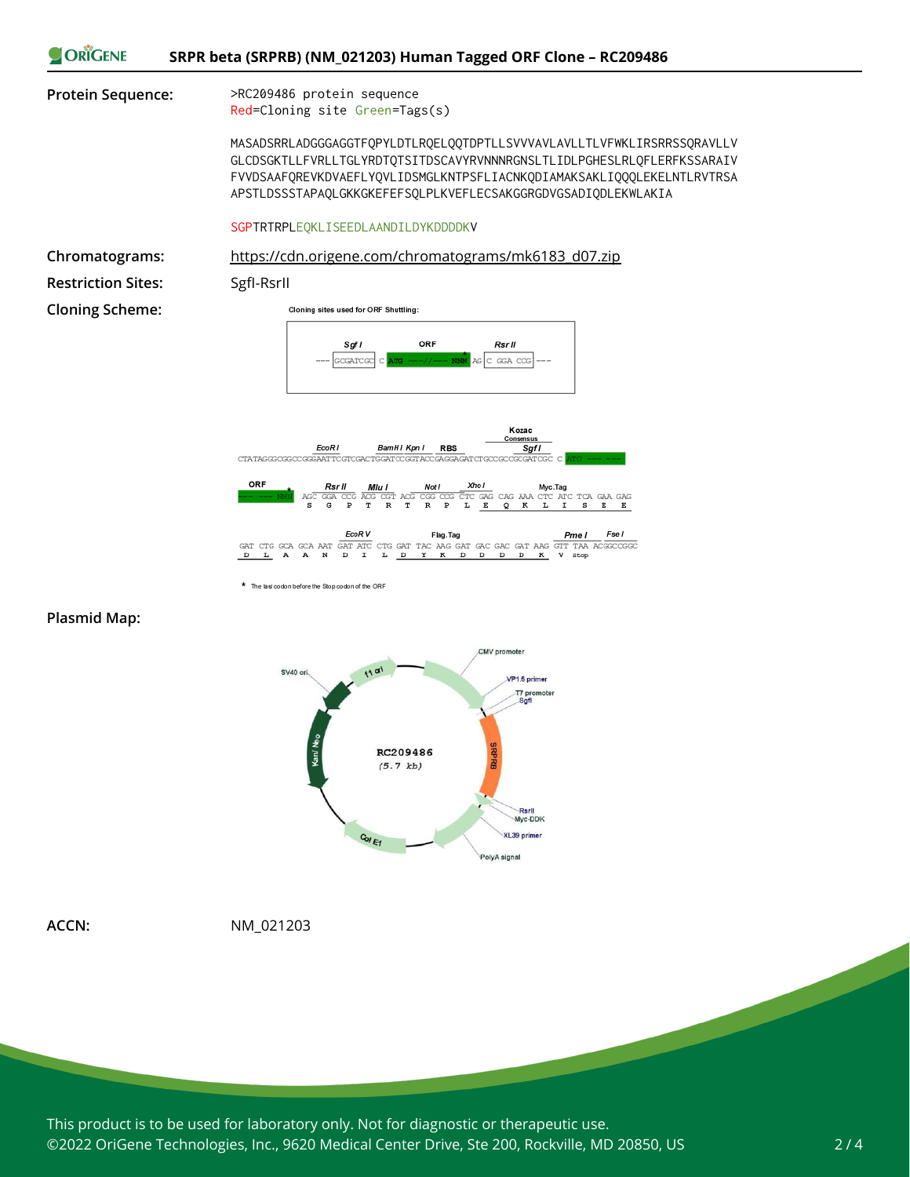**SRPR beta (SRPRB) (NM_021203) Human Tagged ORF Clone – RC209486**

**Protein Sequence:**

```
>RC209486 protein sequence
Red=Cloning site Green=Tags(s)

MASADSRRLADGGGAGGTFQPYLDTLRQELQQTDPTLLSVVVAVLAVLLTLVFWKLIRSRRSSQRAVLLV
GLCDSGKTLLFVRLLTGLYRDTQTSITDSCAVYRVNNNRGNSLTLIDLPGHESLRLQFLERFKSSARAIV
FVVDSAAFQREVKDVAEFLYQVLIDSMGLKNTPSFLIACNKQDIAMAKSAKLIQQQLEKELNTLRVTRSA
APSTLDSSSTAPAQLGKKGKEFEFSQLPLKVEFLECSAKGGRGDVGSADIQDLEKWLAKIA

SGPTRTRPLEQKLISEEDLAANDILDYKDDDDKV
```

**Chromatograms:** https://cdn.origene.com/chromatograms/mk6183_d07.zip

**Restriction Sites:** SgfI-RsrII

**Cloning Scheme:**

Cloning sites used for ORF Shuttling:

```
         Sgf I            ORF              Rsr II
--- GCGATCGC C ATG ---//--- NNN AG C GGA CCG ---
```

```
                  EcoR I      BamH I Kpn I   RBS              Kozac Consensus
                                                                 Sgf I
CTATAGGGCGGCCGGGAATTCGTCGACTGGATCCGGTACCGAGGAGATCTGCCGCCGCGATCGC C ATG --- ---

ORF          Rsr II      Mlu I       Not I       Xho I       Myc.Tag
--- --- NNN* AGC GGA CCG ACG CGT ACG CGG CCG CTC GAG CAG AAA CTC ATC TCA GAA GAG
              S   G   P   T   R   T   R   P   L   E   Q   K   L   I   S   E   E

                    EcoR V          Flag.Tag                        Pme I    Fse I
GAT CTG GCA GCA AAT GAT ATC CTG GAT TAC AAG GAT GAC GAC GAT AAG GTT TAA ACGGCCGGC
 D   L   A   A   N   D   I   L   D   Y   K   D   D   D   D   K   V  stop
```

\* The last codon before the Stop codon of the ORF

**Plasmid Map:**

RC209486 (5.7 kb) — CMV promoter, VP1.5 primer, T7 promoter, SgfI, SRPRB, RsrII, Myc-DDK, XL39 primer, PolyA signal, Col E1, Kan/ Neo, SV40 ori, f1 ori

**ACCN:** NM_021203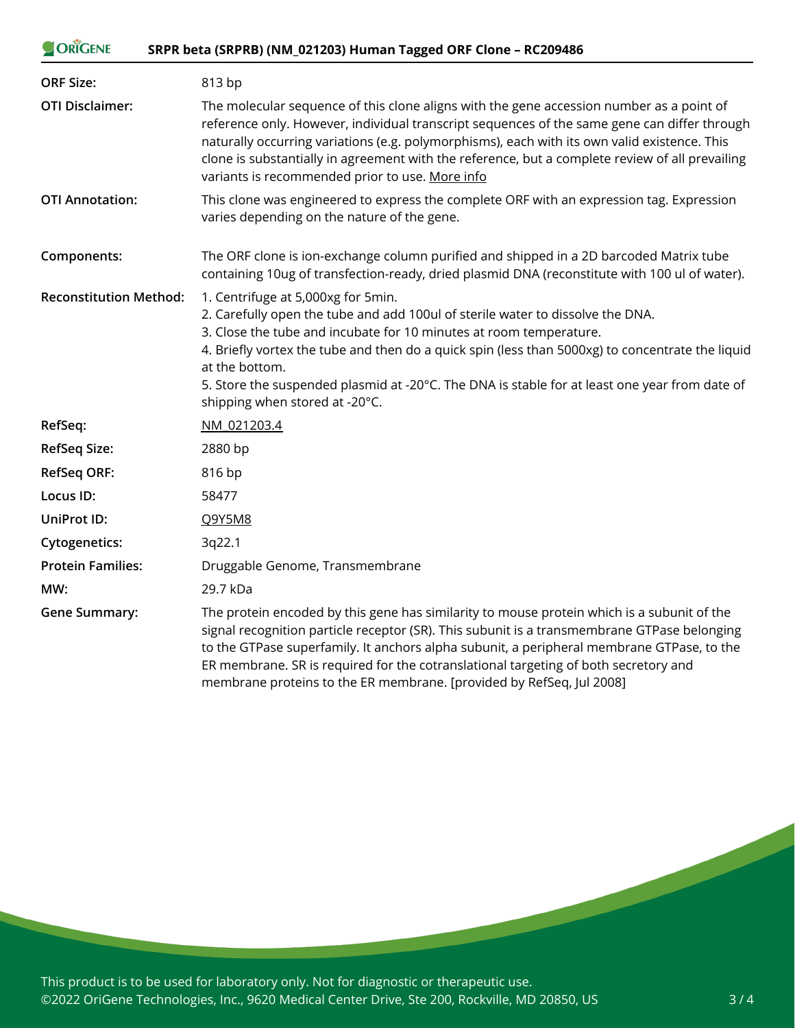| | |
|---|---|
| **ORF Size:** | 813 bp |
| **OTI Disclaimer:** | The molecular sequence of this clone aligns with the gene accession number as a point of reference only. However, individual transcript sequences of the same gene can differ through naturally occurring variations (e.g. polymorphisms), each with its own valid existence. This clone is substantially in agreement with the reference, but a complete review of all prevailing variants is recommended prior to use. More info |
| **OTI Annotation:** | This clone was engineered to express the complete ORF with an expression tag. Expression varies depending on the nature of the gene. |
| **Components:** | The ORF clone is ion-exchange column purified and shipped in a 2D barcoded Matrix tube containing 10ug of transfection-ready, dried plasmid DNA (reconstitute with 100 ul of water). |
| **Reconstitution Method:** | 1. Centrifuge at 5,000xg for 5min.<br>2. Carefully open the tube and add 100ul of sterile water to dissolve the DNA.<br>3. Close the tube and incubate for 10 minutes at room temperature.<br>4. Briefly vortex the tube and then do a quick spin (less than 5000xg) to concentrate the liquid at the bottom.<br>5. Store the suspended plasmid at -20°C. The DNA is stable for at least one year from date of shipping when stored at -20°C. |
| **RefSeq:** | NM_021203.4 |
| **RefSeq Size:** | 2880 bp |
| **RefSeq ORF:** | 816 bp |
| **Locus ID:** | 58477 |
| **UniProt ID:** | Q9Y5M8 |
| **Cytogenetics:** | 3q22.1 |
| **Protein Families:** | Druggable Genome, Transmembrane |
| **MW:** | 29.7 kDa |
| **Gene Summary:** | The protein encoded by this gene has similarity to mouse protein which is a subunit of the signal recognition particle receptor (SR). This subunit is a transmembrane GTPase belonging to the GTPase superfamily. It anchors alpha subunit, a peripheral membrane GTPase, to the ER membrane. SR is required for the cotranslational targeting of both secretory and membrane proteins to the ER membrane. [provided by RefSeq, Jul 2008] |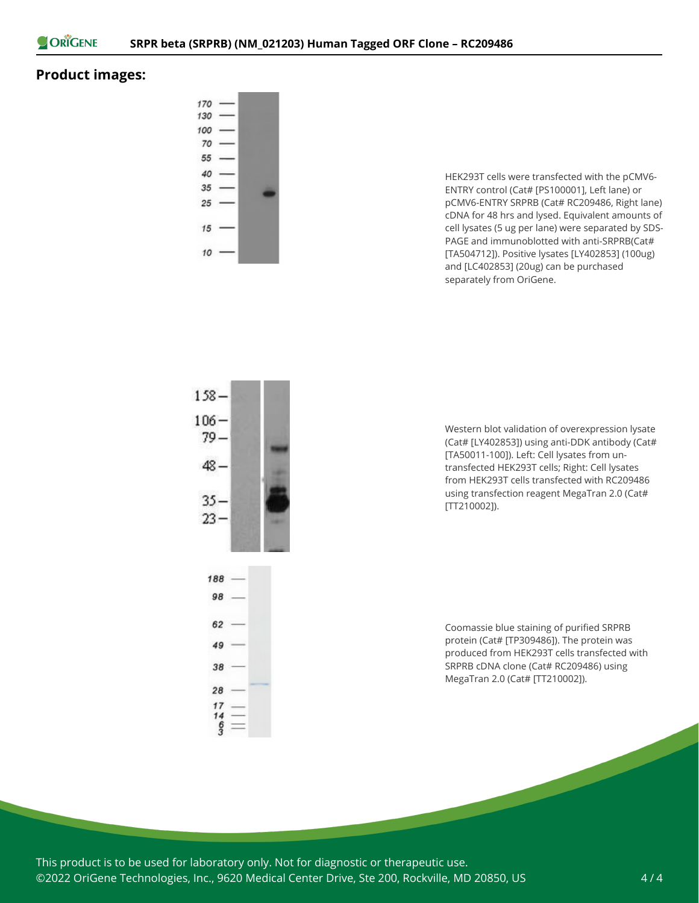## Product images:

170
130
100
70
55
40
35
25
15
10

HEK293T cells were transfected with the pCMV6-ENTRY control (Cat# [PS100001], Left lane) or pCMV6-ENTRY SRPRB (Cat# RC209486, Right lane) cDNA for 48 hrs and lysed. Equivalent amounts of cell lysates (5 ug per lane) were separated by SDS-PAGE and immunoblotted with anti-SRPRB(Cat# [TA504712]). Positive lysates [LY402853] (100ug) and [LC402853] (20ug) can be purchased separately from OriGene.

158
106
79
48
35
23

Western blot validation of overexpression lysate (Cat# [LY402853]) using anti-DDK antibody (Cat# [TA50011-100]). Left: Cell lysates from un-transfected HEK293T cells; Right: Cell lysates from HEK293T cells transfected with RC209486 using transfection reagent MegaTran 2.0 (Cat# [TT210002]).

188
98
62
49
38
28
17
14
6
3

Coomassie blue staining of purified SRPRB protein (Cat# [TP309486]). The protein was produced from HEK293T cells transfected with SRPRB cDNA clone (Cat# RC209486) using MegaTran 2.0 (Cat# [TT210002]).

This product is to be used for laboratory only. Not for diagnostic or therapeutic use.
©2022 OriGene Technologies, Inc., 9620 Medical Center Drive, Ste 200, Rockville, MD 20850, US